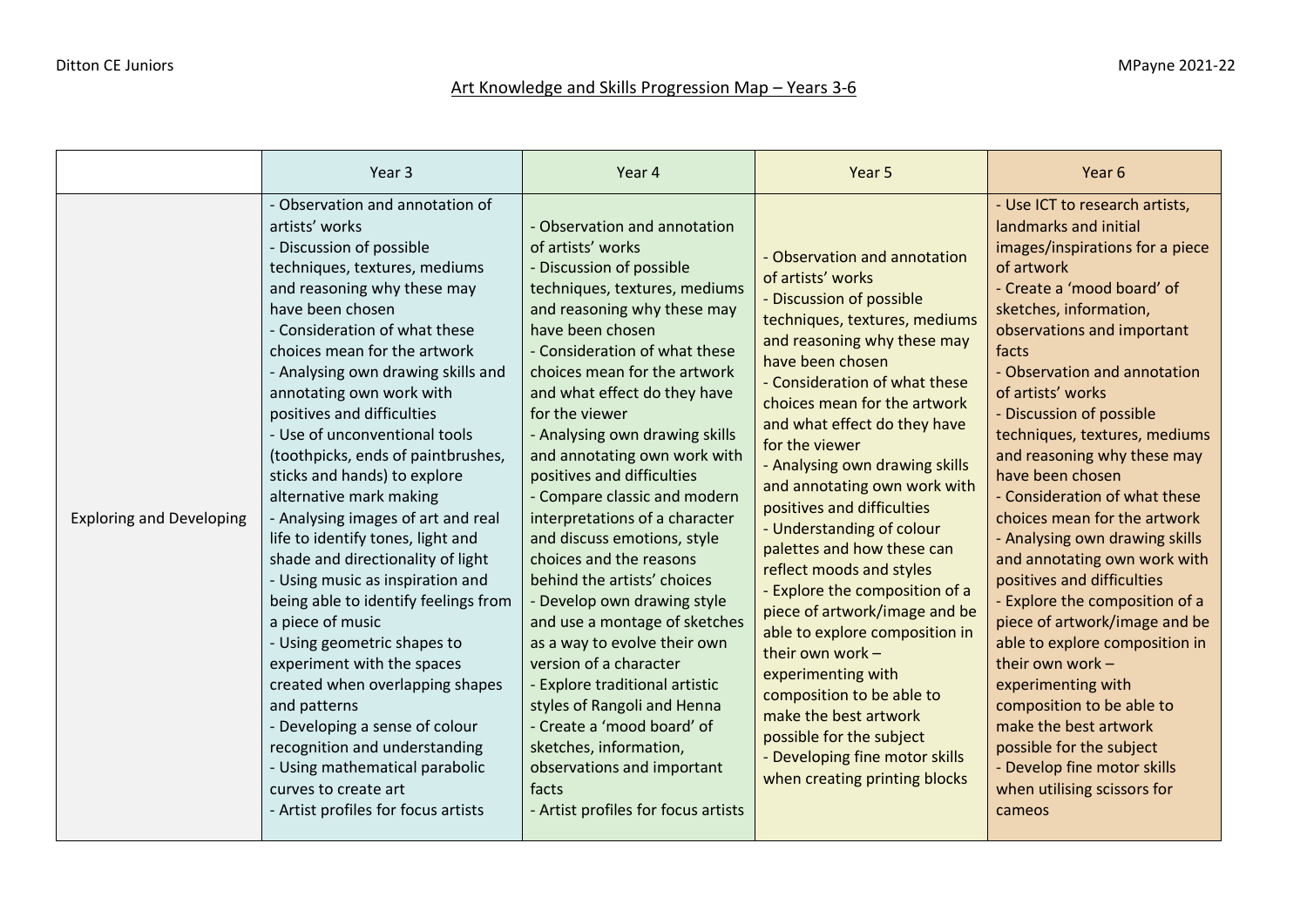# Art Knowledge and Skills Progression Map – Years 3-6

| | Year 3 | Year 4 | Year 5 | Year 6 |
|---|---|---|---|---|
| Exploring and Developing | - Observation and annotation of artists' works<br>- Discussion of possible techniques, textures, mediums and reasoning why these may have been chosen<br>- Consideration of what these choices mean for the artwork<br>- Analysing own drawing skills and annotating own work with positives and difficulties<br>- Use of unconventional tools (toothpicks, ends of paintbrushes, sticks and hands) to explore alternative mark making<br>- Analysing images of art and real life to identify tones, light and shade and directionality of light<br>- Using music as inspiration and being able to identify feelings from a piece of music<br>- Using geometric shapes to experiment with the spaces created when overlapping shapes and patterns<br>- Developing a sense of colour recognition and understanding<br>- Using mathematical parabolic curves to create art<br>- Artist profiles for focus artists | - Observation and annotation of artists' works<br>- Discussion of possible techniques, textures, mediums and reasoning why these may have been chosen<br>- Consideration of what these choices mean for the artwork and what effect do they have for the viewer<br>- Analysing own drawing skills and annotating own work with positives and difficulties<br>- Compare classic and modern interpretations of a character and discuss emotions, style choices and the reasons behind the artists' choices<br>- Develop own drawing style and use a montage of sketches as a way to evolve their own version of a character<br>- Explore traditional artistic styles of Rangoli and Henna<br>- Create a 'mood board' of sketches, information, observations and important facts<br>- Artist profiles for focus artists | - Observation and annotation of artists' works<br>- Discussion of possible techniques, textures, mediums and reasoning why these may have been chosen<br>- Consideration of what these choices mean for the artwork and what effect do they have for the viewer<br>- Analysing own drawing skills and annotating own work with positives and difficulties<br>- Understanding of colour palettes and how these can reflect moods and styles<br>- Explore the composition of a piece of artwork/image and be able to explore composition in their own work – experimenting with composition to be able to make the best artwork possible for the subject<br>- Developing fine motor skills when creating printing blocks | - Use ICT to research artists, landmarks and initial images/inspirations for a piece of artwork<br>- Create a 'mood board' of sketches, information, observations and important facts<br>- Observation and annotation of artists' works<br>- Discussion of possible techniques, textures, mediums and reasoning why these may have been chosen<br>- Consideration of what these choices mean for the artwork<br>- Analysing own drawing skills and annotating own work with positives and difficulties<br>- Explore the composition of a piece of artwork/image and be able to explore composition in their own work – experimenting with composition to be able to make the best artwork possible for the subject<br>- Develop fine motor skills when utilising scissors for cameos |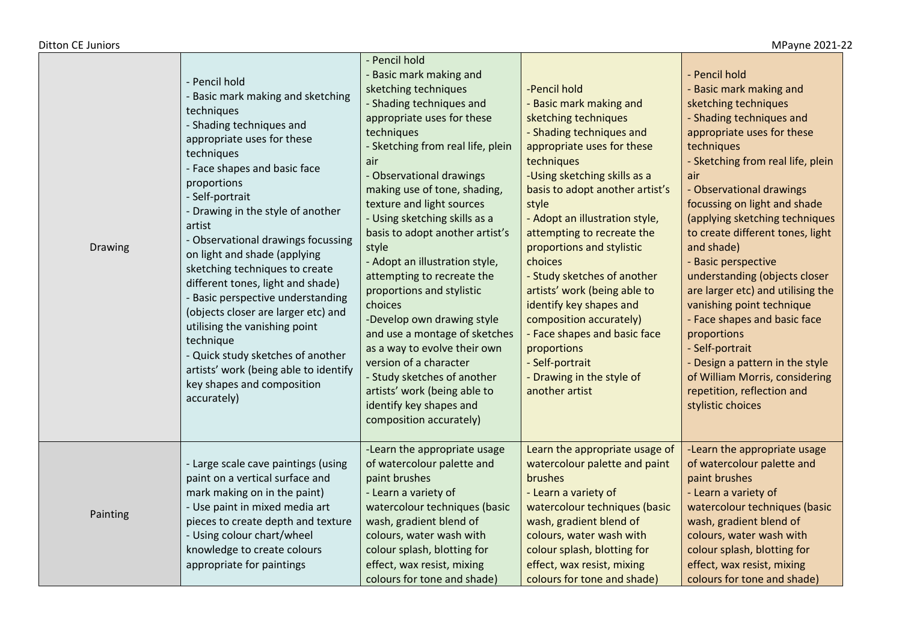| | | | | |
|---|---|---|---|---|
| Drawing | - Pencil hold<br>- Basic mark making and sketching techniques<br>- Shading techniques and appropriate uses for these techniques<br>- Face shapes and basic face proportions<br>- Self-portrait<br>- Drawing in the style of another artist<br>- Observational drawings focussing on light and shade (applying sketching techniques to create different tones, light and shade)<br>- Basic perspective understanding (objects closer are larger etc) and utilising the vanishing point technique<br>- Quick study sketches of another artists' work (being able to identify key shapes and composition accurately) | - Pencil hold<br>- Basic mark making and sketching techniques<br>- Shading techniques and appropriate uses for these techniques<br>- Sketching from real life, plein air<br>- Observational drawings making use of tone, shading, texture and light sources<br>- Using sketching skills as a basis to adopt another artist's style<br>- Adopt an illustration style, attempting to recreate the proportions and stylistic choices<br>-Develop own drawing style and use a montage of sketches as a way to evolve their own version of a character<br>- Study sketches of another artists' work (being able to identify key shapes and composition accurately) | -Pencil hold<br>- Basic mark making and sketching techniques<br>- Shading techniques and appropriate uses for these techniques<br>-Using sketching skills as a basis to adopt another artist's style<br>- Adopt an illustration style, attempting to recreate the proportions and stylistic choices<br>- Study sketches of another artists' work (being able to identify key shapes and composition accurately)<br>- Face shapes and basic face proportions<br>- Self-portrait<br>- Drawing in the style of another artist | - Pencil hold<br>- Basic mark making and sketching techniques<br>- Shading techniques and appropriate uses for these techniques<br>- Sketching from real life, plein air<br>- Observational drawings focussing on light and shade (applying sketching techniques to create different tones, light and shade)<br>- Basic perspective understanding (objects closer are larger etc) and utilising the vanishing point technique<br>- Face shapes and basic face proportions<br>- Self-portrait<br>- Design a pattern in the style of William Morris, considering repetition, reflection and stylistic choices |
| Painting | - Large scale cave paintings (using paint on a vertical surface and mark making on in the paint)<br>- Use paint in mixed media art pieces to create depth and texture<br>- Using colour chart/wheel knowledge to create colours appropriate for paintings | -Learn the appropriate usage of watercolour palette and paint brushes<br>- Learn a variety of watercolour techniques (basic wash, gradient blend of colours, water wash with colour splash, blotting for effect, wax resist, mixing colours for tone and shade) | Learn the appropriate usage of watercolour palette and paint brushes<br>- Learn a variety of watercolour techniques (basic wash, gradient blend of colours, water wash with colour splash, blotting for effect, wax resist, mixing colours for tone and shade) | -Learn the appropriate usage of watercolour palette and paint brushes<br>- Learn a variety of watercolour techniques (basic wash, gradient blend of colours, water wash with colour splash, blotting for effect, wax resist, mixing colours for tone and shade) |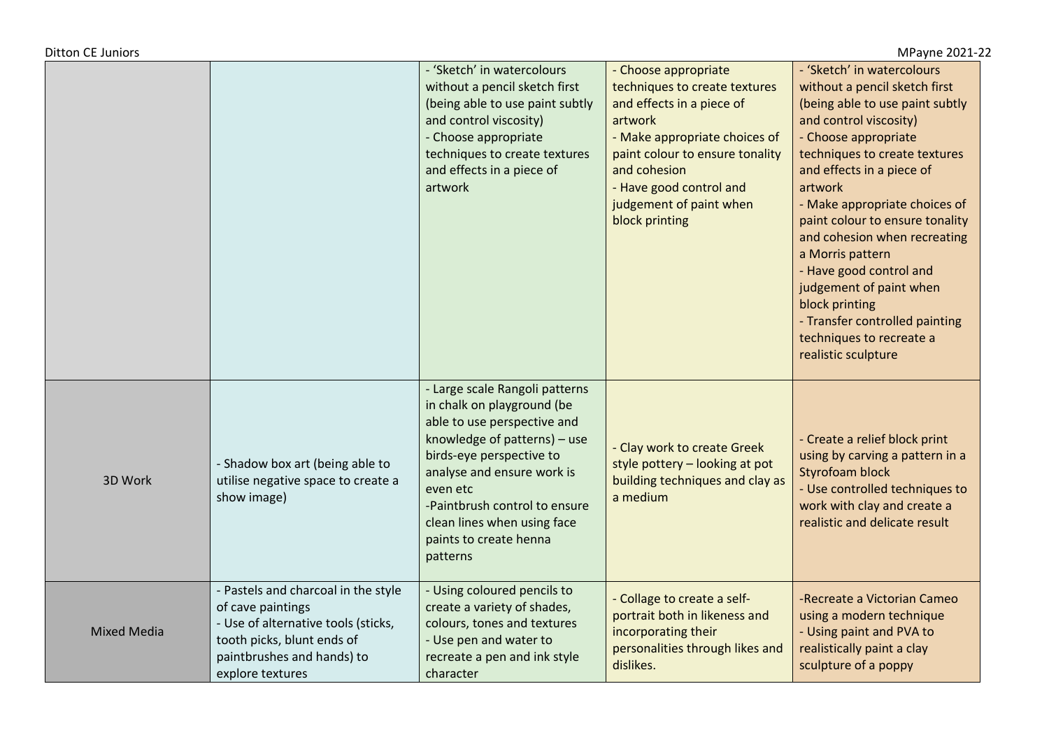| | | | | |
|---|---|---|---|---|
| | | - 'Sketch' in watercolours without a pencil sketch first (being able to use paint subtly and control viscosity)<br>- Choose appropriate techniques to create textures and effects in a piece of artwork | - Choose appropriate techniques to create textures and effects in a piece of artwork<br>- Make appropriate choices of paint colour to ensure tonality and cohesion<br>- Have good control and judgement of paint when block printing | - 'Sketch' in watercolours without a pencil sketch first (being able to use paint subtly and control viscosity)<br>- Choose appropriate techniques to create textures and effects in a piece of artwork<br>- Make appropriate choices of paint colour to ensure tonality and cohesion when recreating a Morris pattern<br>- Have good control and judgement of paint when block printing<br>- Transfer controlled painting techniques to recreate a realistic sculpture |
| 3D Work | - Shadow box art (being able to utilise negative space to create a show image) | - Large scale Rangoli patterns in chalk on playground (be able to use perspective and knowledge of patterns) – use birds-eye perspective to analyse and ensure work is even etc<br>-Paintbrush control to ensure clean lines when using face paints to create henna patterns | - Clay work to create Greek style pottery – looking at pot building techniques and clay as a medium | - Create a relief block print using by carving a pattern in a Styrofoam block<br>- Use controlled techniques to work with clay and create a realistic and delicate result |
| Mixed Media | - Pastels and charcoal in the style of cave paintings<br>- Use of alternative tools (sticks, tooth picks, blunt ends of paintbrushes and hands) to explore textures | - Using coloured pencils to create a variety of shades, colours, tones and textures<br>- Use pen and water to recreate a pen and ink style character | - Collage to create a self-portrait both in likeness and incorporating their personalities through likes and dislikes. | -Recreate a Victorian Cameo using a modern technique<br>- Using paint and PVA to realistically paint a clay sculpture of a poppy |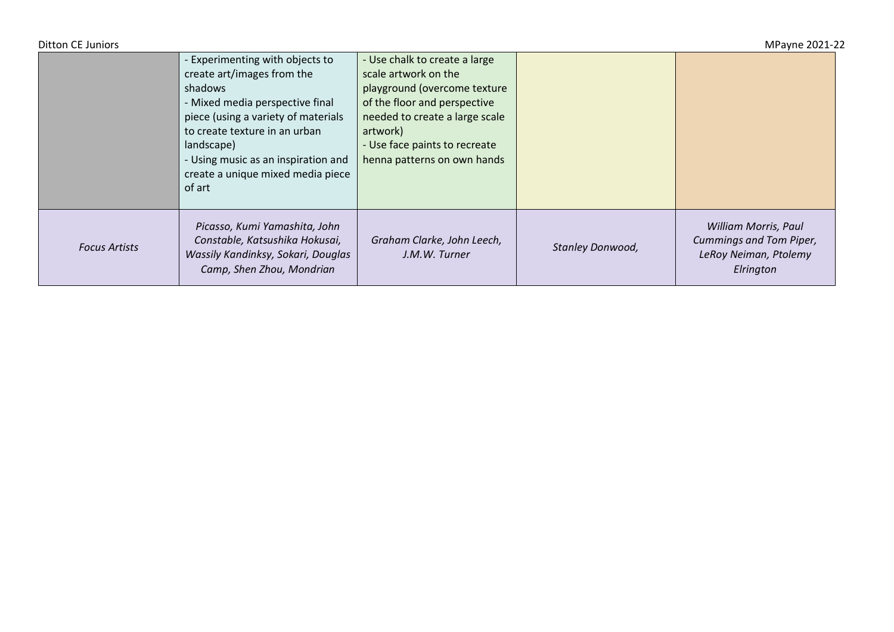| | | | | |
|---|---|---|---|---|
| | - Experimenting with objects to create art/images from the shadows<br>- Mixed media perspective final piece (using a variety of materials to create texture in an urban landscape)<br>- Using music as an inspiration and create a unique mixed media piece of art | - Use chalk to create a large scale artwork on the playground (overcome texture of the floor and perspective needed to create a large scale artwork)<br>- Use face paints to recreate henna patterns on own hands | | |
| *Focus Artists* | *Picasso, Kumi Yamashita, John Constable, Katsushika Hokusai, Wassily Kandinksy, Sokari, Douglas Camp, Shen Zhou, Mondrian* | *Graham Clarke, John Leech, J.M.W. Turner* | *Stanley Donwood,* | *William Morris, Paul Cummings and Tom Piper, LeRoy Neiman, Ptolemy Elrington* |